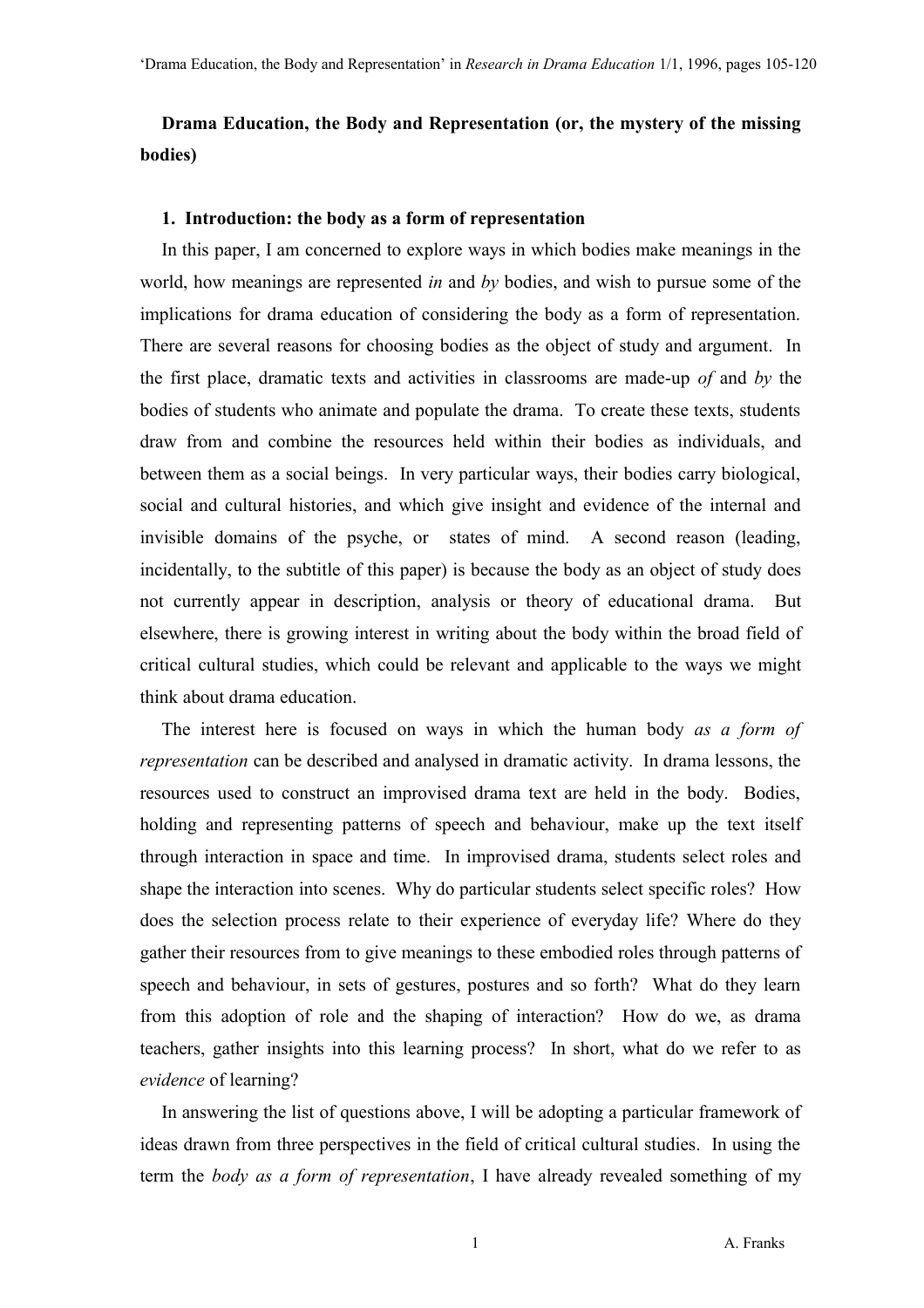# Drama Education, the Body and Representation (or, the mystery of the missing bodies)

## 1. Introduction: the body as a form of representation

In this paper, I am concerned to explore ways in which bodies make meanings in the world, how meanings are represented *in* and *by* bodies, and wish to pursue some of the implications for drama education of considering the body as a form of representation. There are several reasons for choosing bodies as the object of study and argument. In the first place, dramatic texts and activities in classrooms are made-up *of* and *by* the bodies of students who animate and populate the drama. To create these texts, students draw from and combine the resources held within their bodies as individuals, and between them as a social beings. In very particular ways, their bodies carry biological, social and cultural histories, and which give insight and evidence of the internal and invisible domains of the psyche, or states of mind. A second reason (leading, incidentally, to the subtitle of this paper) is because the body as an object of study does not currently appear in description, analysis or theory of educational drama. But elsewhere, there is growing interest in writing about the body within the broad field of critical cultural studies, which could be relevant and applicable to the ways we might think about drama education.

The interest here is focused on ways in which the human body *as a form of representation* can be described and analysed in dramatic activity. In drama lessons, the resources used to construct an improvised drama text are held in the body. Bodies, holding and representing patterns of speech and behaviour, make up the text itself through interaction in space and time. In improvised drama, students select roles and shape the interaction into scenes. Why do particular students select specific roles? How does the selection process relate to their experience of everyday life? Where do they gather their resources from to give meanings to these embodied roles through patterns of speech and behaviour, in sets of gestures, postures and so forth? What do they learn from this adoption of role and the shaping of interaction? How do we, as drama teachers, gather insights into this learning process? In short, what do we refer to as *evidence* of learning?

In answering the list of questions above, I will be adopting a particular framework of ideas drawn from three perspectives in the field of critical cultural studies. In using the term the *body as a form of representation*, I have already revealed something of my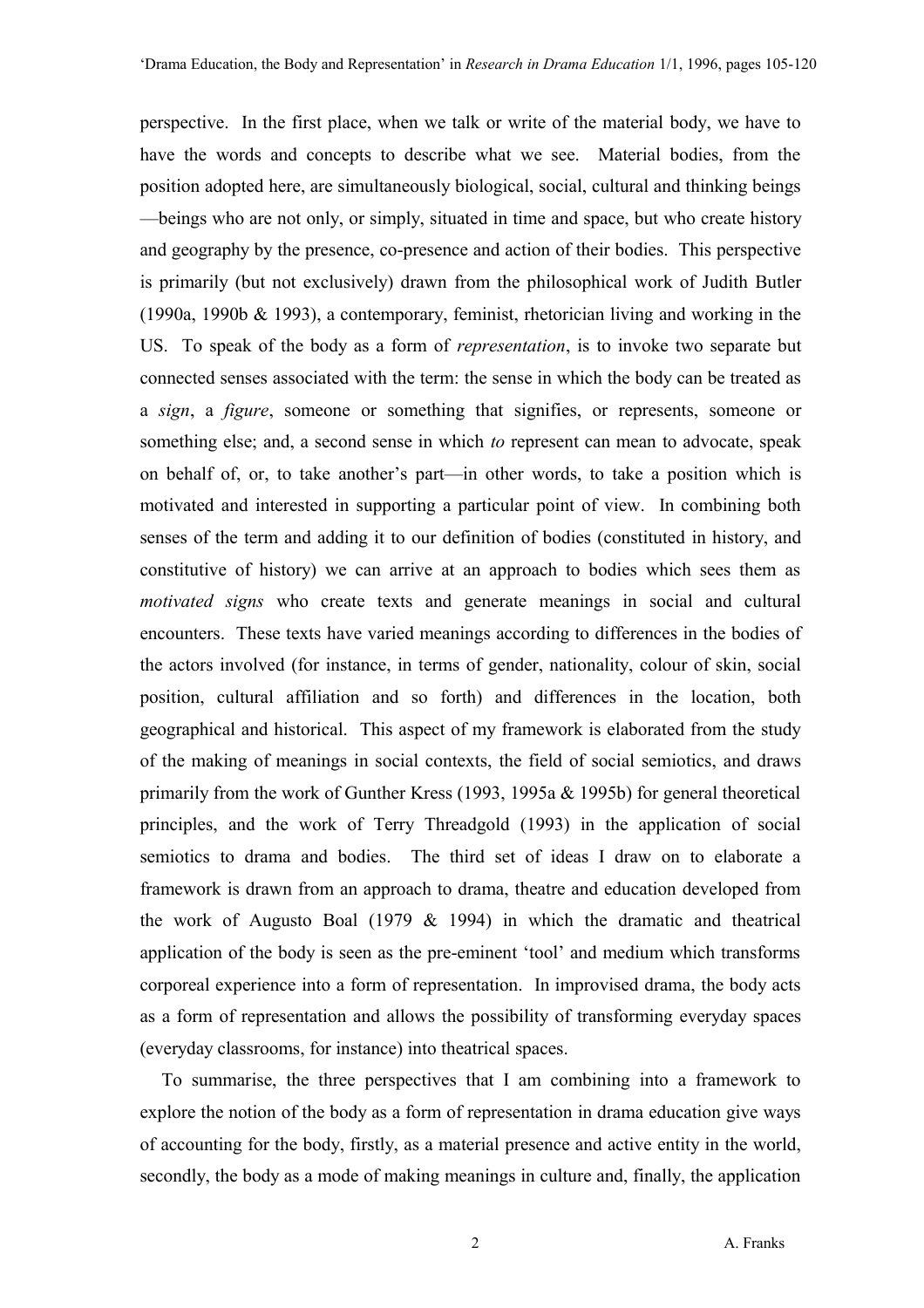perspective. In the first place, when we talk or write of the material body, we have to have the words and concepts to describe what we see. Material bodies, from the position adopted here, are simultaneously biological, social, cultural and thinking beings —beings who are not only, or simply, situated in time and space, but who create history and geography by the presence, co-presence and action of their bodies. This perspective is primarily (but not exclusively) drawn from the philosophical work of Judith Butler (1990a, 1990b & 1993), a contemporary, feminist, rhetorician living and working in the US. To speak of the body as a form of *representation*, is to invoke two separate but connected senses associated with the term: the sense in which the body can be treated as a *sign*, a *figure*, someone or something that signifies, or represents, someone or something else; and, a second sense in which *to* represent can mean to advocate, speak on behalf of, or, to take another's part—in other words, to take a position which is motivated and interested in supporting a particular point of view. In combining both senses of the term and adding it to our definition of bodies (constituted in history, and constitutive of history) we can arrive at an approach to bodies which sees them as *motivated signs* who create texts and generate meanings in social and cultural encounters. These texts have varied meanings according to differences in the bodies of the actors involved (for instance, in terms of gender, nationality, colour of skin, social position, cultural affiliation and so forth) and differences in the location, both geographical and historical. This aspect of my framework is elaborated from the study of the making of meanings in social contexts, the field of social semiotics, and draws primarily from the work of Gunther Kress (1993, 1995a & 1995b) for general theoretical principles, and the work of Terry Threadgold (1993) in the application of social semiotics to drama and bodies. The third set of ideas I draw on to elaborate a framework is drawn from an approach to drama, theatre and education developed from the work of Augusto Boal (1979 & 1994) in which the dramatic and theatrical application of the body is seen as the pre-eminent 'tool' and medium which transforms corporeal experience into a form of representation. In improvised drama, the body acts as a form of representation and allows the possibility of transforming everyday spaces (everyday classrooms, for instance) into theatrical spaces.

To summarise, the three perspectives that I am combining into a framework to explore the notion of the body as a form of representation in drama education give ways of accounting for the body, firstly, as a material presence and active entity in the world, secondly, the body as a mode of making meanings in culture and, finally, the application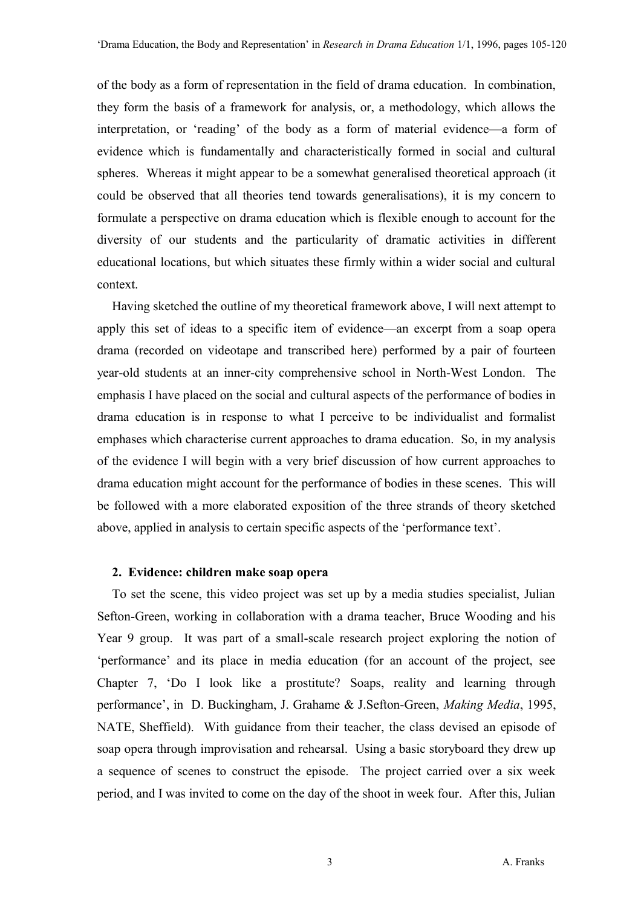of the body as a form of representation in the field of drama education. In combination, they form the basis of a framework for analysis, or, a methodology, which allows the interpretation, or 'reading' of the body as a form of material evidence—a form of evidence which is fundamentally and characteristically formed in social and cultural spheres. Whereas it might appear to be a somewhat generalised theoretical approach (it could be observed that all theories tend towards generalisations), it is my concern to formulate a perspective on drama education which is flexible enough to account for the diversity of our students and the particularity of dramatic activities in different educational locations, but which situates these firmly within a wider social and cultural context.

Having sketched the outline of my theoretical framework above, I will next attempt to apply this set of ideas to a specific item of evidence—an excerpt from a soap opera drama (recorded on videotape and transcribed here) performed by a pair of fourteen year-old students at an inner-city comprehensive school in North-West London. The emphasis I have placed on the social and cultural aspects of the performance of bodies in drama education is in response to what I perceive to be individualist and formalist emphases which characterise current approaches to drama education. So, in my analysis of the evidence I will begin with a very brief discussion of how current approaches to drama education might account for the performance of bodies in these scenes. This will be followed with a more elaborated exposition of the three strands of theory sketched above, applied in analysis to certain specific aspects of the 'performance text'.

## 2. Evidence: children make soap opera

To set the scene, this video project was set up by a media studies specialist, Julian Sefton-Green, working in collaboration with a drama teacher, Bruce Wooding and his Year 9 group. It was part of a small-scale research project exploring the notion of 'performance' and its place in media education (for an account of the project, see Chapter 7, 'Do I look like a prostitute? Soaps, reality and learning through performance', in D. Buckingham, J. Grahame & J.Sefton-Green, *Making Media*, 1995, NATE, Sheffield). With guidance from their teacher, the class devised an episode of soap opera through improvisation and rehearsal. Using a basic storyboard they drew up a sequence of scenes to construct the episode. The project carried over a six week period, and I was invited to come on the day of the shoot in week four. After this, Julian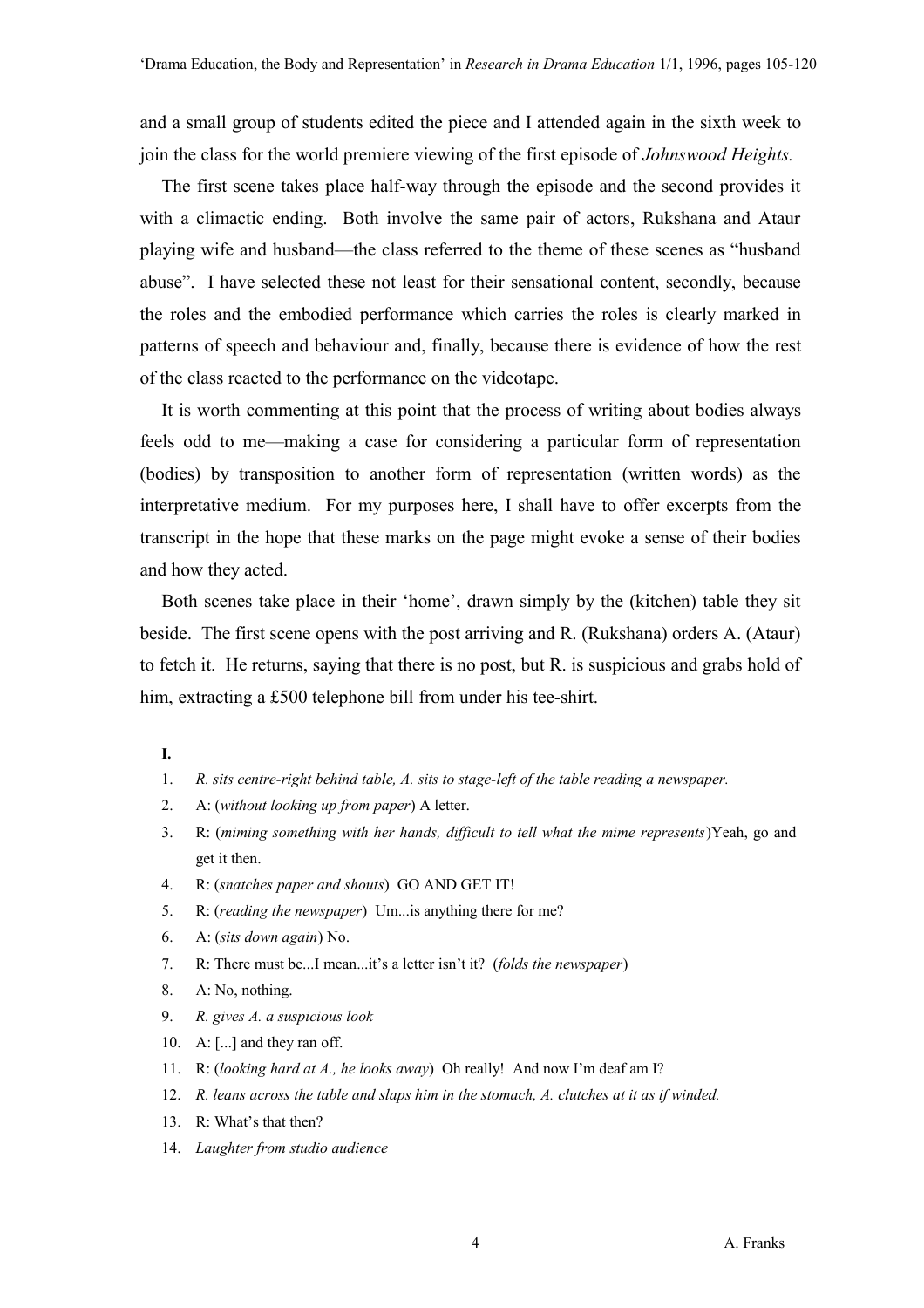and a small group of students edited the piece and I attended again in the sixth week to join the class for the world premiere viewing of the first episode of *Johnswood Heights.*

The first scene takes place half-way through the episode and the second provides it with a climactic ending. Both involve the same pair of actors, Rukshana and Ataur playing wife and husband—the class referred to the theme of these scenes as "husband abuse". I have selected these not least for their sensational content, secondly, because the roles and the embodied performance which carries the roles is clearly marked in patterns of speech and behaviour and, finally, because there is evidence of how the rest of the class reacted to the performance on the videotape.

It is worth commenting at this point that the process of writing about bodies always feels odd to me—making a case for considering a particular form of representation (bodies) by transposition to another form of representation (written words) as the interpretative medium. For my purposes here, I shall have to offer excerpts from the transcript in the hope that these marks on the page might evoke a sense of their bodies and how they acted.

Both scenes take place in their 'home', drawn simply by the (kitchen) table they sit beside. The first scene opens with the post arriving and R. (Rukshana) orders A. (Ataur) to fetch it. He returns, saying that there is no post, but R. is suspicious and grabs hold of him, extracting a £500 telephone bill from under his tee-shirt.

**I.**

1. *R. sits centre-right behind table, A. sits to stage-left of the table reading a newspaper.*
2. A: (*without looking up from paper*) A letter.
3. R: (*miming something with her hands, difficult to tell what the mime represents*)Yeah, go and get it then.
4. R: (*snatches paper and shouts*) GO AND GET IT!
5. R: (*reading the newspaper*) Um...is anything there for me?
6. A: (*sits down again*) No.
7. R: There must be...I mean...it's a letter isn't it? (*folds the newspaper*)
8. A: No, nothing.
9. *R. gives A. a suspicious look*
10. A: [...] and they ran off.
11. R: (*looking hard at A., he looks away*) Oh really! And now I'm deaf am I?
12. *R. leans across the table and slaps him in the stomach, A. clutches at it as if winded.*
13. R: What's that then?
14. *Laughter from studio audience*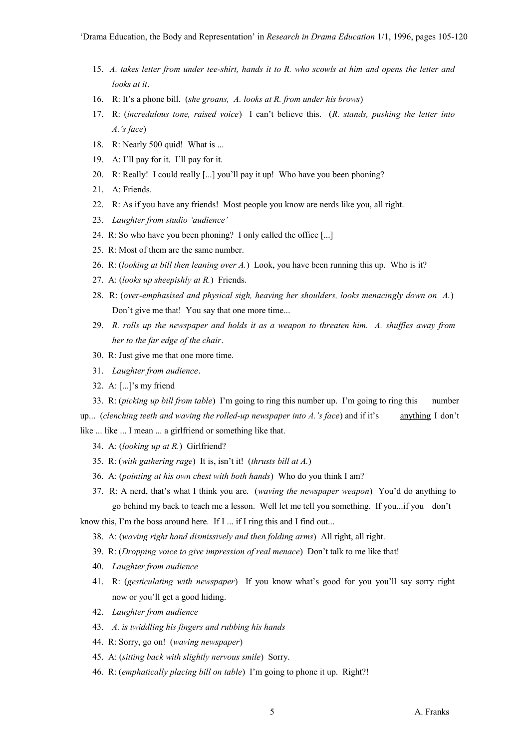15. *A. takes letter from under tee-shirt, hands it to R. who scowls at him and opens the letter and looks at it*.
16. R: It's a phone bill. (*she groans, A. looks at R. from under his brows*)
17. R: (*incredulous tone, raised voice*) I can't believe this. (*R. stands, pushing the letter into A.'s face*)
18. R: Nearly 500 quid! What is ...
19. A: I'll pay for it. I'll pay for it.
20. R: Really! I could really [...] you'll pay it up! Who have you been phoning?
21. A: Friends.
22. R: As if you have any friends! Most people you know are nerds like you, all right.
23. *Laughter from studio 'audience'*
24. R: So who have you been phoning? I only called the office [...]
25. R: Most of them are the same number.
26. R: (*looking at bill then leaning over A.*) Look, you have been running this up. Who is it?
27. A: (*looks up sheepishly at R.*) Friends.
28. R: (*over-emphasised and physical sigh, heaving her shoulders, looks menacingly down on A.*) Don't give me that! You say that one more time...
29. *R. rolls up the newspaper and holds it as a weapon to threaten him. A. shuffles away from her to the far edge of the chair*.
30. R: Just give me that one more time.
31. *Laughter from audience*.
32. A: [...]'s my friend
33. R: (*picking up bill from table*) I'm going to ring this number up. I'm going to ring this number up... (*clenching teeth and waving the rolled-up newspaper into A.'s face*) and if it's <u>anything</u> I don't like ... like ... I mean ... a girlfriend or something like that.
34. A: (*looking up at R.*) Girlfriend?
35. R: (*with gathering rage*) It is, isn't it! (*thrusts bill at A.*)
36. A: (*pointing at his own chest with both hands*) Who do you think I am?
37. R: A nerd, that's what I think you are. (*waving the newspaper weapon*) You'd do anything to go behind my back to teach me a lesson. Well let me tell you something. If you...if you don't know this, I'm the boss around here. If I ... if I ring this and I find out...
38. A: (*waving right hand dismissively and then folding arms*) All right, all right.
39. R: (*Dropping voice to give impression of real menace*) Don't talk to me like that!
40. *Laughter from audience*
41. R: (*gesticulating with newspaper*) If you know what's good for you you'll say sorry right now or you'll get a good hiding.
42. *Laughter from audience*
43. *A. is twiddling his fingers and rubbing his hands*
44. R: Sorry, go on! (*waving newspaper*)
45. A: (*sitting back with slightly nervous smile*) Sorry.
46. R: (*emphatically placing bill on table*) I'm going to phone it up. Right?!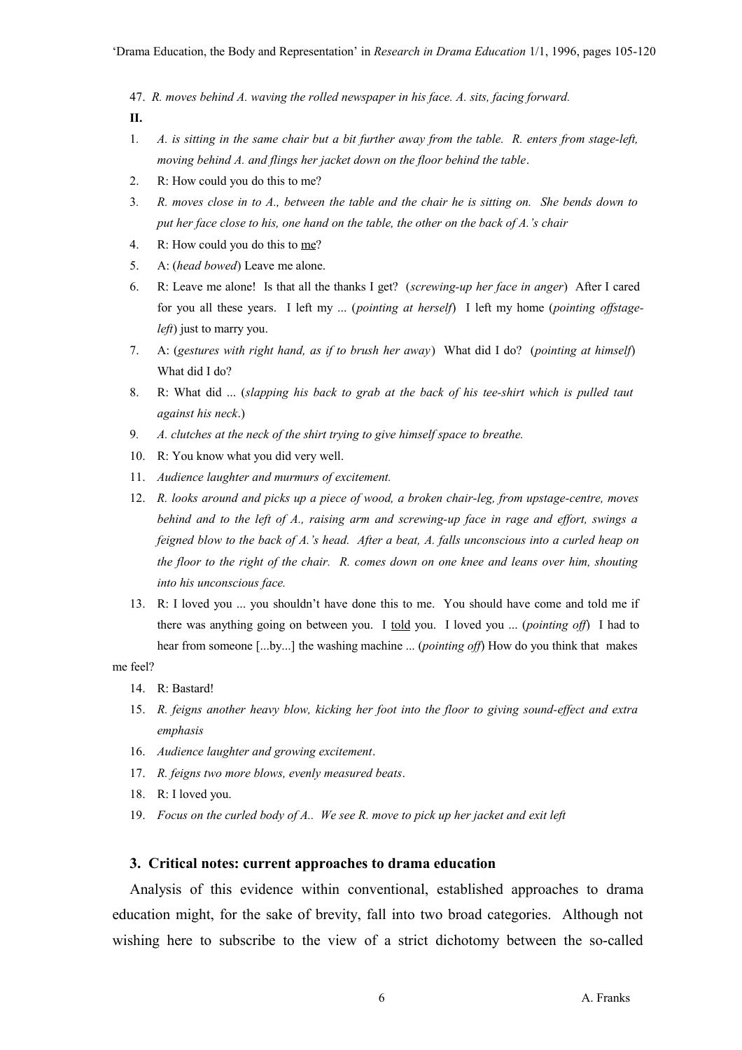47. *R. moves behind A. waving the rolled newspaper in his face. A. sits, facing forward.*

**II.**

1. *A. is sitting in the same chair but a bit further away from the table. R. enters from stage-left, moving behind A. and flings her jacket down on the floor behind the table*.
2. R: How could you do this to me?
3. *R. moves close in to A., between the table and the chair he is sitting on. She bends down to put her face close to his, one hand on the table, the other on the back of A.'s chair*
4. R: How could you do this to <u>me</u>?
5. A: (*head bowed*) Leave me alone.
6. R: Leave me alone! Is that all the thanks I get? (*screwing-up her face in anger*) After I cared for you all these years. I left my ... (*pointing at herself*) I left my home (*pointing offstage-left*) just to marry you.
7. A: (*gestures with right hand, as if to brush her away*) What did I do? (*pointing at himself*) What did I do?
8. R: What did ... (*slapping his back to grab at the back of his tee-shirt which is pulled taut against his neck*.)
9. *A. clutches at the neck of the shirt trying to give himself space to breathe.*
10. R: You know what you did very well.
11. *Audience laughter and murmurs of excitement.*
12. *R. looks around and picks up a piece of wood, a broken chair-leg, from upstage-centre, moves behind and to the left of A., raising arm and screwing-up face in rage and effort, swings a feigned blow to the back of A.'s head. After a beat, A. falls unconscious into a curled heap on the floor to the right of the chair. R. comes down on one knee and leans over him, shouting into his unconscious face.*
13. R: I loved you ... you shouldn't have done this to me. You should have come and told me if there was anything going on between you. I <u>told</u> you. I loved you ... (*pointing off*) I had to hear from someone [...by...] the washing machine ... (*pointing off*) How do you think that makes me feel?
14. R: Bastard!
15. *R. feigns another heavy blow, kicking her foot into the floor to giving sound-effect and extra emphasis*
16. *Audience laughter and growing excitement*.
17. *R. feigns two more blows, evenly measured beats*.
18. R: I loved you.
19. *Focus on the curled body of A.. We see R. move to pick up her jacket and exit left*

## 3. Critical notes: current approaches to drama education

Analysis of this evidence within conventional, established approaches to drama education might, for the sake of brevity, fall into two broad categories. Although not wishing here to subscribe to the view of a strict dichotomy between the so-called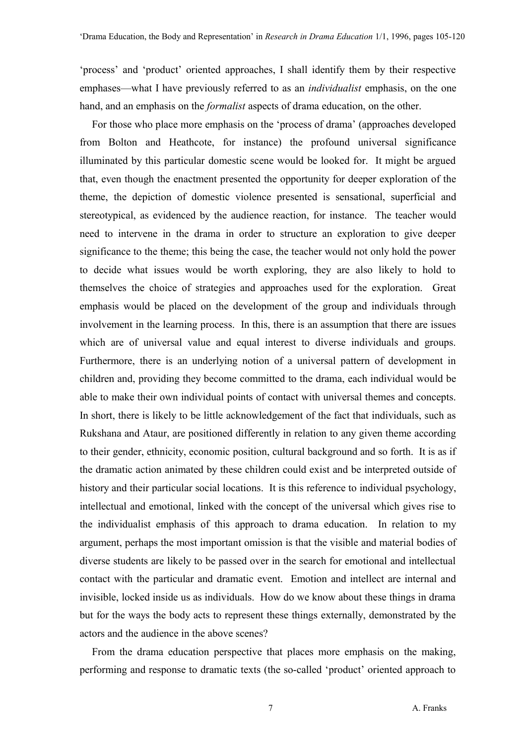'process' and 'product' oriented approaches, I shall identify them by their respective emphases—what I have previously referred to as an *individualist* emphasis, on the one hand, and an emphasis on the *formalist* aspects of drama education, on the other.

For those who place more emphasis on the 'process of drama' (approaches developed from Bolton and Heathcote, for instance) the profound universal significance illuminated by this particular domestic scene would be looked for. It might be argued that, even though the enactment presented the opportunity for deeper exploration of the theme, the depiction of domestic violence presented is sensational, superficial and stereotypical, as evidenced by the audience reaction, for instance. The teacher would need to intervene in the drama in order to structure an exploration to give deeper significance to the theme; this being the case, the teacher would not only hold the power to decide what issues would be worth exploring, they are also likely to hold to themselves the choice of strategies and approaches used for the exploration. Great emphasis would be placed on the development of the group and individuals through involvement in the learning process. In this, there is an assumption that there are issues which are of universal value and equal interest to diverse individuals and groups. Furthermore, there is an underlying notion of a universal pattern of development in children and, providing they become committed to the drama, each individual would be able to make their own individual points of contact with universal themes and concepts. In short, there is likely to be little acknowledgement of the fact that individuals, such as Rukshana and Ataur, are positioned differently in relation to any given theme according to their gender, ethnicity, economic position, cultural background and so forth. It is as if the dramatic action animated by these children could exist and be interpreted outside of history and their particular social locations. It is this reference to individual psychology, intellectual and emotional, linked with the concept of the universal which gives rise to the individualist emphasis of this approach to drama education. In relation to my argument, perhaps the most important omission is that the visible and material bodies of diverse students are likely to be passed over in the search for emotional and intellectual contact with the particular and dramatic event. Emotion and intellect are internal and invisible, locked inside us as individuals. How do we know about these things in drama but for the ways the body acts to represent these things externally, demonstrated by the actors and the audience in the above scenes?

From the drama education perspective that places more emphasis on the making, performing and response to dramatic texts (the so-called 'product' oriented approach to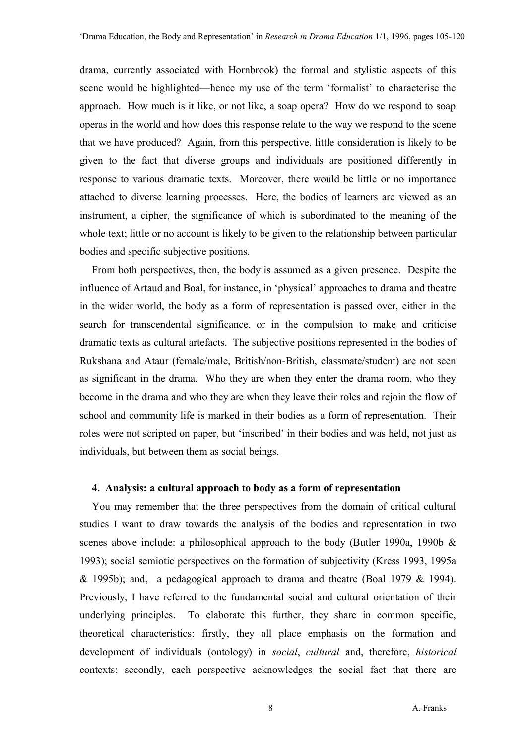drama, currently associated with Hornbrook) the formal and stylistic aspects of this scene would be highlighted—hence my use of the term 'formalist' to characterise the approach. How much is it like, or not like, a soap opera? How do we respond to soap operas in the world and how does this response relate to the way we respond to the scene that we have produced? Again, from this perspective, little consideration is likely to be given to the fact that diverse groups and individuals are positioned differently in response to various dramatic texts. Moreover, there would be little or no importance attached to diverse learning processes. Here, the bodies of learners are viewed as an instrument, a cipher, the significance of which is subordinated to the meaning of the whole text; little or no account is likely to be given to the relationship between particular bodies and specific subjective positions.

From both perspectives, then, the body is assumed as a given presence. Despite the influence of Artaud and Boal, for instance, in 'physical' approaches to drama and theatre in the wider world, the body as a form of representation is passed over, either in the search for transcendental significance, or in the compulsion to make and criticise dramatic texts as cultural artefacts. The subjective positions represented in the bodies of Rukshana and Ataur (female/male, British/non-British, classmate/student) are not seen as significant in the drama. Who they are when they enter the drama room, who they become in the drama and who they are when they leave their roles and rejoin the flow of school and community life is marked in their bodies as a form of representation. Their roles were not scripted on paper, but 'inscribed' in their bodies and was held, not just as individuals, but between them as social beings.

#### 4. Analysis: a cultural approach to body as a form of representation

You may remember that the three perspectives from the domain of critical cultural studies I want to draw towards the analysis of the bodies and representation in two scenes above include: a philosophical approach to the body (Butler 1990a, 1990b & 1993); social semiotic perspectives on the formation of subjectivity (Kress 1993, 1995a & 1995b); and, a pedagogical approach to drama and theatre (Boal 1979 & 1994). Previously, I have referred to the fundamental social and cultural orientation of their underlying principles. To elaborate this further, they share in common specific, theoretical characteristics: firstly, they all place emphasis on the formation and development of individuals (ontology) in *social*, *cultural* and, therefore, *historical* contexts; secondly, each perspective acknowledges the social fact that there are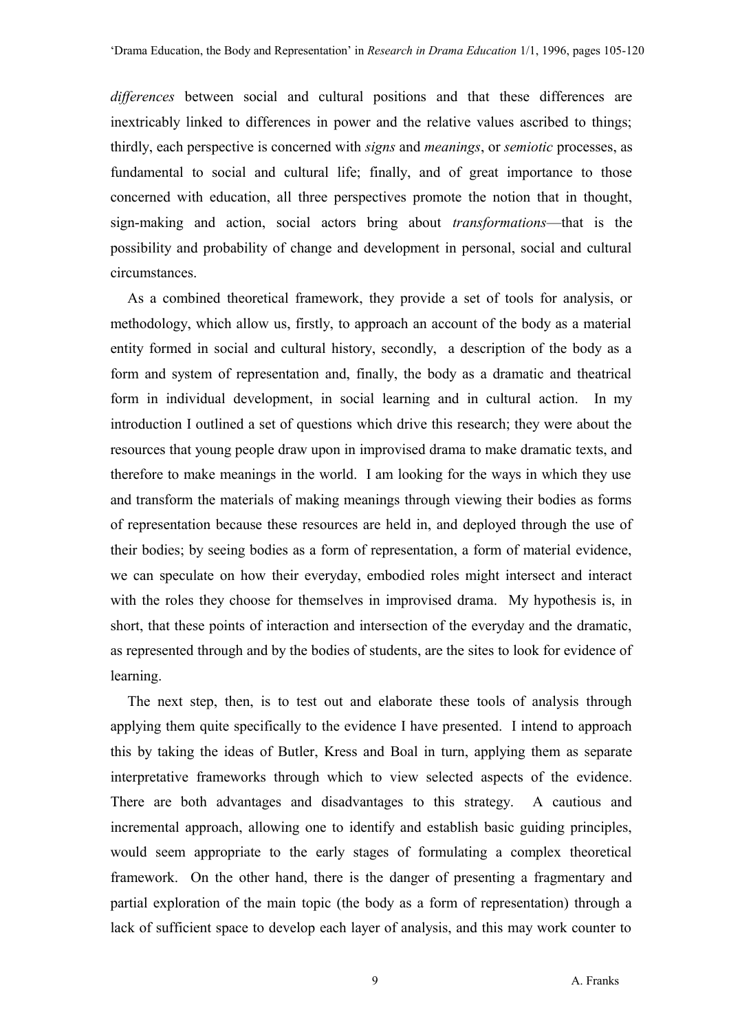*differences* between social and cultural positions and that these differences are inextricably linked to differences in power and the relative values ascribed to things; thirdly, each perspective is concerned with *signs* and *meanings*, or *semiotic* processes, as fundamental to social and cultural life; finally, and of great importance to those concerned with education, all three perspectives promote the notion that in thought, sign-making and action, social actors bring about *transformations*—that is the possibility and probability of change and development in personal, social and cultural circumstances.

As a combined theoretical framework, they provide a set of tools for analysis, or methodology, which allow us, firstly, to approach an account of the body as a material entity formed in social and cultural history, secondly, a description of the body as a form and system of representation and, finally, the body as a dramatic and theatrical form in individual development, in social learning and in cultural action. In my introduction I outlined a set of questions which drive this research; they were about the resources that young people draw upon in improvised drama to make dramatic texts, and therefore to make meanings in the world. I am looking for the ways in which they use and transform the materials of making meanings through viewing their bodies as forms of representation because these resources are held in, and deployed through the use of their bodies; by seeing bodies as a form of representation, a form of material evidence, we can speculate on how their everyday, embodied roles might intersect and interact with the roles they choose for themselves in improvised drama. My hypothesis is, in short, that these points of interaction and intersection of the everyday and the dramatic, as represented through and by the bodies of students, are the sites to look for evidence of learning.

The next step, then, is to test out and elaborate these tools of analysis through applying them quite specifically to the evidence I have presented. I intend to approach this by taking the ideas of Butler, Kress and Boal in turn, applying them as separate interpretative frameworks through which to view selected aspects of the evidence. There are both advantages and disadvantages to this strategy. A cautious and incremental approach, allowing one to identify and establish basic guiding principles, would seem appropriate to the early stages of formulating a complex theoretical framework. On the other hand, there is the danger of presenting a fragmentary and partial exploration of the main topic (the body as a form of representation) through a lack of sufficient space to develop each layer of analysis, and this may work counter to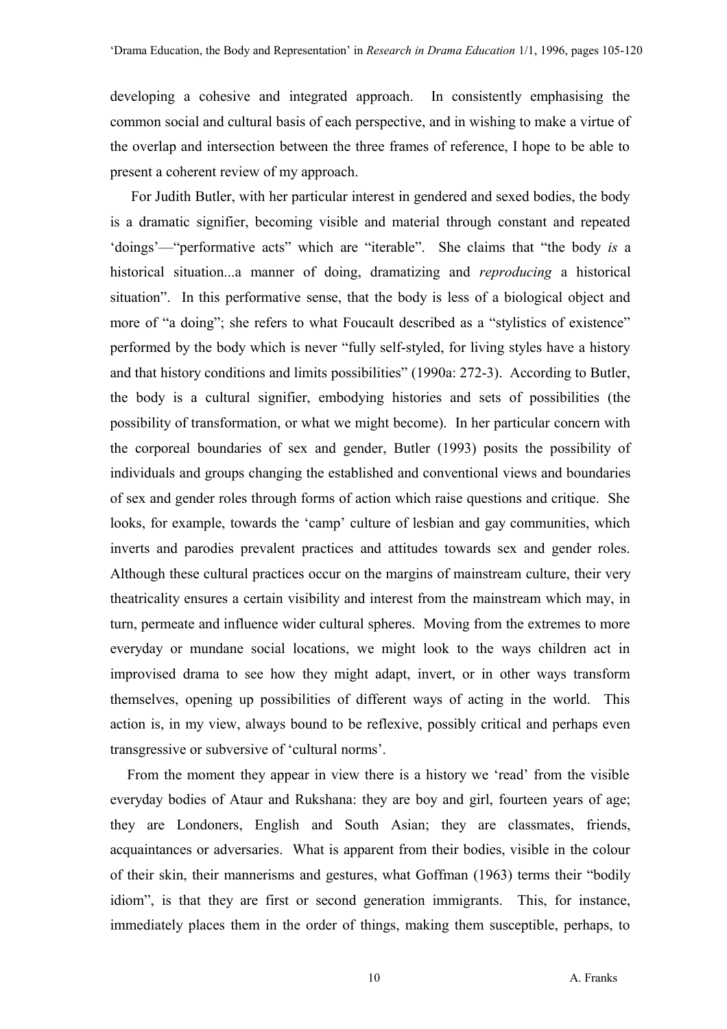developing a cohesive and integrated approach. In consistently emphasising the common social and cultural basis of each perspective, and in wishing to make a virtue of the overlap and intersection between the three frames of reference, I hope to be able to present a coherent review of my approach.

For Judith Butler, with her particular interest in gendered and sexed bodies, the body is a dramatic signifier, becoming visible and material through constant and repeated 'doings'—"performative acts" which are "iterable". She claims that "the body *is* a historical situation...a manner of doing, dramatizing and *reproducing* a historical situation". In this performative sense, that the body is less of a biological object and more of "a doing"; she refers to what Foucault described as a "stylistics of existence" performed by the body which is never "fully self-styled, for living styles have a history and that history conditions and limits possibilities" (1990a: 272-3). According to Butler, the body is a cultural signifier, embodying histories and sets of possibilities (the possibility of transformation, or what we might become). In her particular concern with the corporeal boundaries of sex and gender, Butler (1993) posits the possibility of individuals and groups changing the established and conventional views and boundaries of sex and gender roles through forms of action which raise questions and critique. She looks, for example, towards the 'camp' culture of lesbian and gay communities, which inverts and parodies prevalent practices and attitudes towards sex and gender roles. Although these cultural practices occur on the margins of mainstream culture, their very theatricality ensures a certain visibility and interest from the mainstream which may, in turn, permeate and influence wider cultural spheres. Moving from the extremes to more everyday or mundane social locations, we might look to the ways children act in improvised drama to see how they might adapt, invert, or in other ways transform themselves, opening up possibilities of different ways of acting in the world. This action is, in my view, always bound to be reflexive, possibly critical and perhaps even transgressive or subversive of 'cultural norms'.

From the moment they appear in view there is a history we 'read' from the visible everyday bodies of Ataur and Rukshana: they are boy and girl, fourteen years of age; they are Londoners, English and South Asian; they are classmates, friends, acquaintances or adversaries. What is apparent from their bodies, visible in the colour of their skin, their mannerisms and gestures, what Goffman (1963) terms their "bodily idiom", is that they are first or second generation immigrants. This, for instance, immediately places them in the order of things, making them susceptible, perhaps, to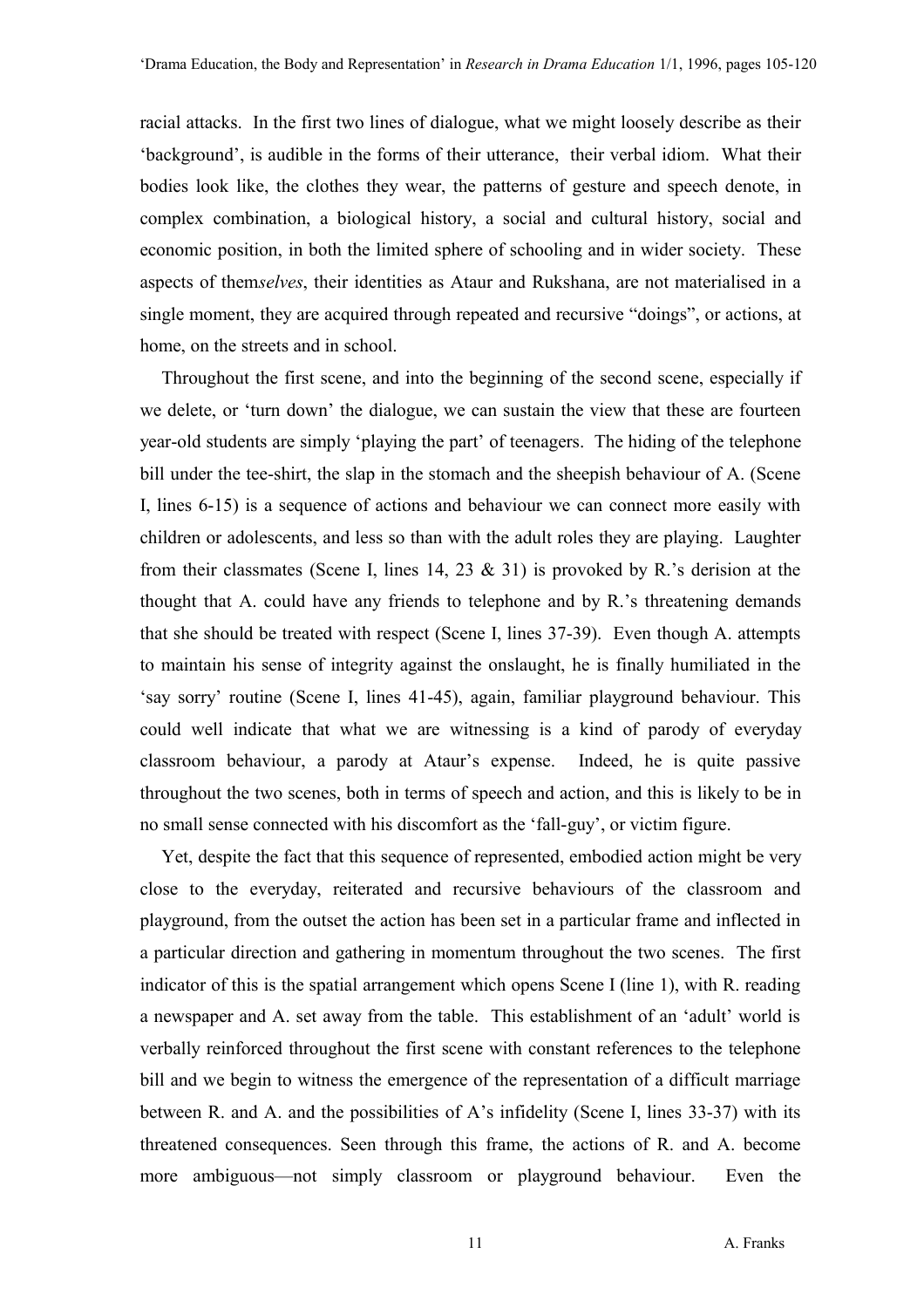racial attacks. In the first two lines of dialogue, what we might loosely describe as their 'background', is audible in the forms of their utterance, their verbal idiom. What their bodies look like, the clothes they wear, the patterns of gesture and speech denote, in complex combination, a biological history, a social and cultural history, social and economic position, in both the limited sphere of schooling and in wider society. These aspects of them*selves*, their identities as Ataur and Rukshana, are not materialised in a single moment, they are acquired through repeated and recursive "doings", or actions, at home, on the streets and in school.

Throughout the first scene, and into the beginning of the second scene, especially if we delete, or 'turn down' the dialogue, we can sustain the view that these are fourteen year-old students are simply 'playing the part' of teenagers. The hiding of the telephone bill under the tee-shirt, the slap in the stomach and the sheepish behaviour of A. (Scene I, lines 6-15) is a sequence of actions and behaviour we can connect more easily with children or adolescents, and less so than with the adult roles they are playing. Laughter from their classmates (Scene I, lines 14, 23 & 31) is provoked by R.'s derision at the thought that A. could have any friends to telephone and by R.'s threatening demands that she should be treated with respect (Scene I, lines 37-39). Even though A. attempts to maintain his sense of integrity against the onslaught, he is finally humiliated in the 'say sorry' routine (Scene I, lines 41-45), again, familiar playground behaviour. This could well indicate that what we are witnessing is a kind of parody of everyday classroom behaviour, a parody at Ataur's expense. Indeed, he is quite passive throughout the two scenes, both in terms of speech and action, and this is likely to be in no small sense connected with his discomfort as the 'fall-guy', or victim figure.

Yet, despite the fact that this sequence of represented, embodied action might be very close to the everyday, reiterated and recursive behaviours of the classroom and playground, from the outset the action has been set in a particular frame and inflected in a particular direction and gathering in momentum throughout the two scenes. The first indicator of this is the spatial arrangement which opens Scene I (line 1), with R. reading a newspaper and A. set away from the table. This establishment of an 'adult' world is verbally reinforced throughout the first scene with constant references to the telephone bill and we begin to witness the emergence of the representation of a difficult marriage between R. and A. and the possibilities of A's infidelity (Scene I, lines 33-37) with its threatened consequences. Seen through this frame, the actions of R. and A. become more ambiguous—not simply classroom or playground behaviour. Even the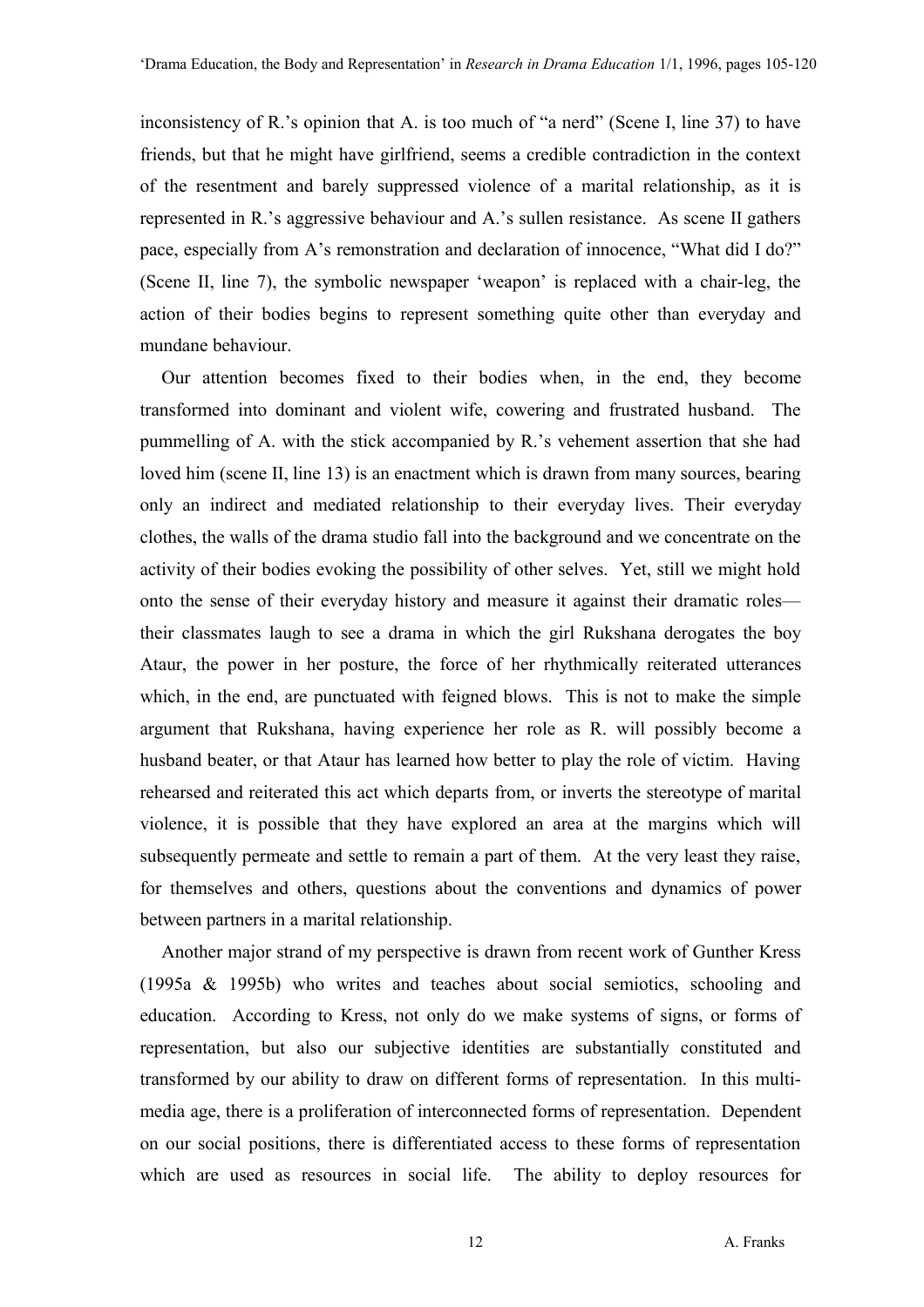inconsistency of R.'s opinion that A. is too much of "a nerd" (Scene I, line 37) to have friends, but that he might have girlfriend, seems a credible contradiction in the context of the resentment and barely suppressed violence of a marital relationship, as it is represented in R.'s aggressive behaviour and A.'s sullen resistance. As scene II gathers pace, especially from A's remonstration and declaration of innocence, "What did I do?" (Scene II, line 7), the symbolic newspaper 'weapon' is replaced with a chair-leg, the action of their bodies begins to represent something quite other than everyday and mundane behaviour.

Our attention becomes fixed to their bodies when, in the end, they become transformed into dominant and violent wife, cowering and frustrated husband. The pummelling of A. with the stick accompanied by R.'s vehement assertion that she had loved him (scene II, line 13) is an enactment which is drawn from many sources, bearing only an indirect and mediated relationship to their everyday lives. Their everyday clothes, the walls of the drama studio fall into the background and we concentrate on the activity of their bodies evoking the possibility of other selves. Yet, still we might hold onto the sense of their everyday history and measure it against their dramatic roles—their classmates laugh to see a drama in which the girl Rukshana derogates the boy Ataur, the power in her posture, the force of her rhythmically reiterated utterances which, in the end, are punctuated with feigned blows. This is not to make the simple argument that Rukshana, having experience her role as R. will possibly become a husband beater, or that Ataur has learned how better to play the role of victim. Having rehearsed and reiterated this act which departs from, or inverts the stereotype of marital violence, it is possible that they have explored an area at the margins which will subsequently permeate and settle to remain a part of them. At the very least they raise, for themselves and others, questions about the conventions and dynamics of power between partners in a marital relationship.

Another major strand of my perspective is drawn from recent work of Gunther Kress (1995a & 1995b) who writes and teaches about social semiotics, schooling and education. According to Kress, not only do we make systems of signs, or forms of representation, but also our subjective identities are substantially constituted and transformed by our ability to draw on different forms of representation. In this multi-media age, there is a proliferation of interconnected forms of representation. Dependent on our social positions, there is differentiated access to these forms of representation which are used as resources in social life. The ability to deploy resources for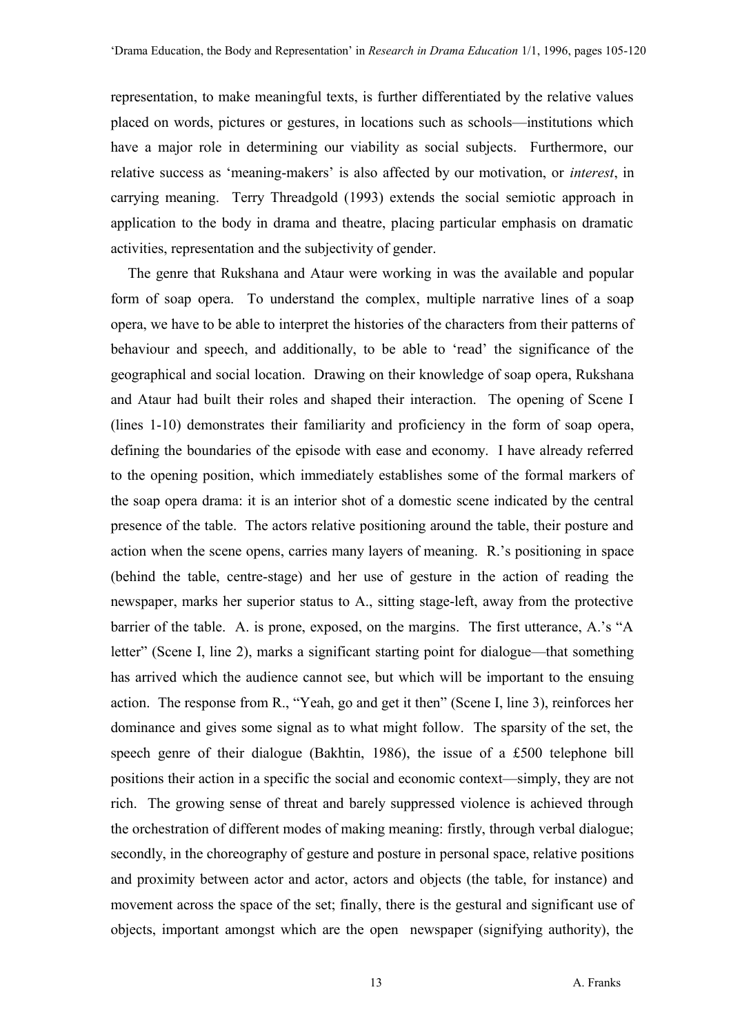representation, to make meaningful texts, is further differentiated by the relative values placed on words, pictures or gestures, in locations such as schools—institutions which have a major role in determining our viability as social subjects. Furthermore, our relative success as 'meaning-makers' is also affected by our motivation, or *interest*, in carrying meaning. Terry Threadgold (1993) extends the social semiotic approach in application to the body in drama and theatre, placing particular emphasis on dramatic activities, representation and the subjectivity of gender.

The genre that Rukshana and Ataur were working in was the available and popular form of soap opera. To understand the complex, multiple narrative lines of a soap opera, we have to be able to interpret the histories of the characters from their patterns of behaviour and speech, and additionally, to be able to 'read' the significance of the geographical and social location. Drawing on their knowledge of soap opera, Rukshana and Ataur had built their roles and shaped their interaction. The opening of Scene I (lines 1-10) demonstrates their familiarity and proficiency in the form of soap opera, defining the boundaries of the episode with ease and economy. I have already referred to the opening position, which immediately establishes some of the formal markers of the soap opera drama: it is an interior shot of a domestic scene indicated by the central presence of the table. The actors relative positioning around the table, their posture and action when the scene opens, carries many layers of meaning. R.'s positioning in space (behind the table, centre-stage) and her use of gesture in the action of reading the newspaper, marks her superior status to A., sitting stage-left, away from the protective barrier of the table. A. is prone, exposed, on the margins. The first utterance, A.'s "A letter" (Scene I, line 2), marks a significant starting point for dialogue—that something has arrived which the audience cannot see, but which will be important to the ensuing action. The response from R., "Yeah, go and get it then" (Scene I, line 3), reinforces her dominance and gives some signal as to what might follow. The sparsity of the set, the speech genre of their dialogue (Bakhtin, 1986), the issue of a £500 telephone bill positions their action in a specific the social and economic context—simply, they are not rich. The growing sense of threat and barely suppressed violence is achieved through the orchestration of different modes of making meaning: firstly, through verbal dialogue; secondly, in the choreography of gesture and posture in personal space, relative positions and proximity between actor and actor, actors and objects (the table, for instance) and movement across the space of the set; finally, there is the gestural and significant use of objects, important amongst which are the open newspaper (signifying authority), the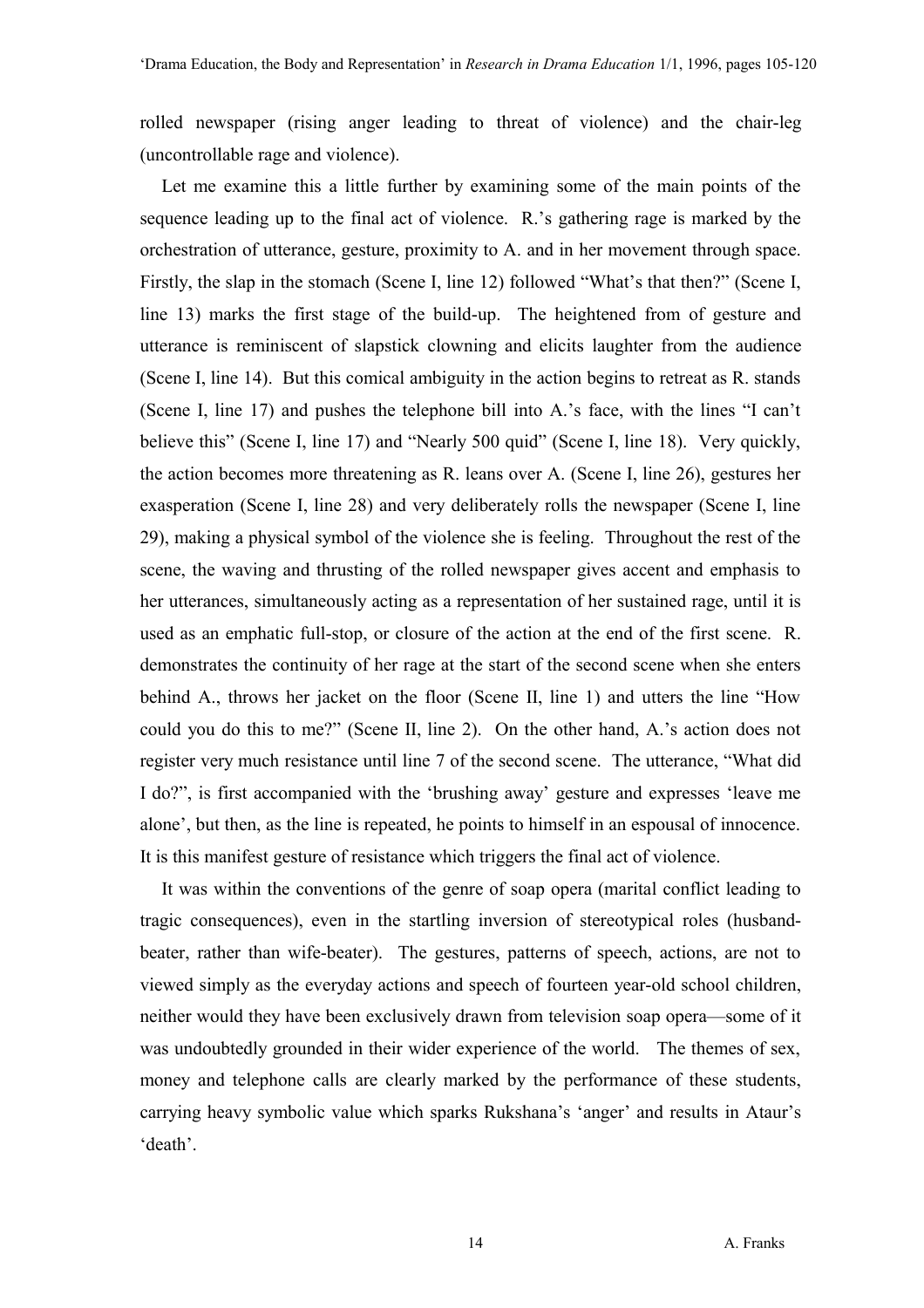rolled newspaper (rising anger leading to threat of violence) and the chair-leg (uncontrollable rage and violence).

Let me examine this a little further by examining some of the main points of the sequence leading up to the final act of violence. R.'s gathering rage is marked by the orchestration of utterance, gesture, proximity to A. and in her movement through space. Firstly, the slap in the stomach (Scene I, line 12) followed "What's that then?" (Scene I, line 13) marks the first stage of the build-up. The heightened from of gesture and utterance is reminiscent of slapstick clowning and elicits laughter from the audience (Scene I, line 14). But this comical ambiguity in the action begins to retreat as R. stands (Scene I, line 17) and pushes the telephone bill into A.'s face, with the lines "I can't believe this" (Scene I, line 17) and "Nearly 500 quid" (Scene I, line 18). Very quickly, the action becomes more threatening as R. leans over A. (Scene I, line 26), gestures her exasperation (Scene I, line 28) and very deliberately rolls the newspaper (Scene I, line 29), making a physical symbol of the violence she is feeling. Throughout the rest of the scene, the waving and thrusting of the rolled newspaper gives accent and emphasis to her utterances, simultaneously acting as a representation of her sustained rage, until it is used as an emphatic full-stop, or closure of the action at the end of the first scene. R. demonstrates the continuity of her rage at the start of the second scene when she enters behind A., throws her jacket on the floor (Scene II, line 1) and utters the line "How could you do this to me?" (Scene II, line 2). On the other hand, A.'s action does not register very much resistance until line 7 of the second scene. The utterance, "What did I do?", is first accompanied with the 'brushing away' gesture and expresses 'leave me alone', but then, as the line is repeated, he points to himself in an espousal of innocence. It is this manifest gesture of resistance which triggers the final act of violence.

It was within the conventions of the genre of soap opera (marital conflict leading to tragic consequences), even in the startling inversion of stereotypical roles (husband-beater, rather than wife-beater). The gestures, patterns of speech, actions, are not to viewed simply as the everyday actions and speech of fourteen year-old school children, neither would they have been exclusively drawn from television soap opera—some of it was undoubtedly grounded in their wider experience of the world. The themes of sex, money and telephone calls are clearly marked by the performance of these students, carrying heavy symbolic value which sparks Rukshana's 'anger' and results in Ataur's 'death'.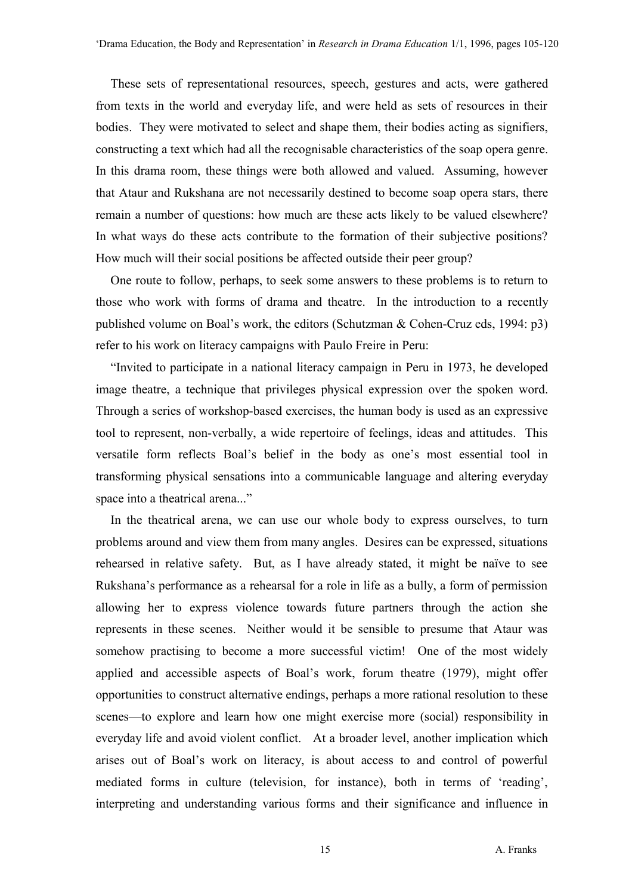These sets of representational resources, speech, gestures and acts, were gathered from texts in the world and everyday life, and were held as sets of resources in their bodies. They were motivated to select and shape them, their bodies acting as signifiers, constructing a text which had all the recognisable characteristics of the soap opera genre. In this drama room, these things were both allowed and valued. Assuming, however that Ataur and Rukshana are not necessarily destined to become soap opera stars, there remain a number of questions: how much are these acts likely to be valued elsewhere? In what ways do these acts contribute to the formation of their subjective positions? How much will their social positions be affected outside their peer group?

One route to follow, perhaps, to seek some answers to these problems is to return to those who work with forms of drama and theatre. In the introduction to a recently published volume on Boal's work, the editors (Schutzman & Cohen-Cruz eds, 1994: p3) refer to his work on literacy campaigns with Paulo Freire in Peru:

"Invited to participate in a national literacy campaign in Peru in 1973, he developed image theatre, a technique that privileges physical expression over the spoken word. Through a series of workshop-based exercises, the human body is used as an expressive tool to represent, non-verbally, a wide repertoire of feelings, ideas and attitudes. This versatile form reflects Boal's belief in the body as one's most essential tool in transforming physical sensations into a communicable language and altering everyday space into a theatrical arena..."

In the theatrical arena, we can use our whole body to express ourselves, to turn problems around and view them from many angles. Desires can be expressed, situations rehearsed in relative safety. But, as I have already stated, it might be naïve to see Rukshana's performance as a rehearsal for a role in life as a bully, a form of permission allowing her to express violence towards future partners through the action she represents in these scenes. Neither would it be sensible to presume that Ataur was somehow practising to become a more successful victim! One of the most widely applied and accessible aspects of Boal's work, forum theatre (1979), might offer opportunities to construct alternative endings, perhaps a more rational resolution to these scenes—to explore and learn how one might exercise more (social) responsibility in everyday life and avoid violent conflict. At a broader level, another implication which arises out of Boal's work on literacy, is about access to and control of powerful mediated forms in culture (television, for instance), both in terms of 'reading', interpreting and understanding various forms and their significance and influence in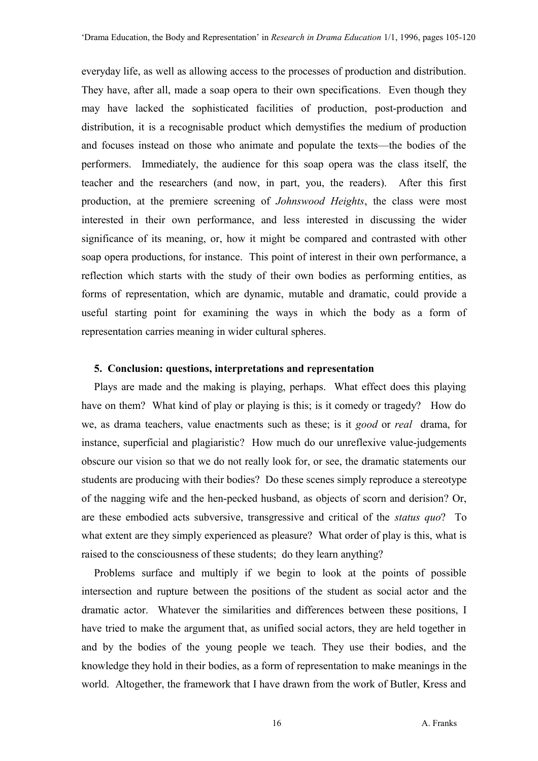everyday life, as well as allowing access to the processes of production and distribution. They have, after all, made a soap opera to their own specifications. Even though they may have lacked the sophisticated facilities of production, post-production and distribution, it is a recognisable product which demystifies the medium of production and focuses instead on those who animate and populate the texts—the bodies of the performers. Immediately, the audience for this soap opera was the class itself, the teacher and the researchers (and now, in part, you, the readers). After this first production, at the premiere screening of *Johnswood Heights*, the class were most interested in their own performance, and less interested in discussing the wider significance of its meaning, or, how it might be compared and contrasted with other soap opera productions, for instance. This point of interest in their own performance, a reflection which starts with the study of their own bodies as performing entities, as forms of representation, which are dynamic, mutable and dramatic, could provide a useful starting point for examining the ways in which the body as a form of representation carries meaning in wider cultural spheres.

### 5. Conclusion: questions, interpretations and representation

Plays are made and the making is playing, perhaps. What effect does this playing have on them? What kind of play or playing is this; is it comedy or tragedy? How do we, as drama teachers, value enactments such as these; is it *good* or *real* drama, for instance, superficial and plagiaristic? How much do our unreflexive value-judgements obscure our vision so that we do not really look for, or see, the dramatic statements our students are producing with their bodies? Do these scenes simply reproduce a stereotype of the nagging wife and the hen-pecked husband, as objects of scorn and derision? Or, are these embodied acts subversive, transgressive and critical of the *status quo*? To what extent are they simply experienced as pleasure? What order of play is this, what is raised to the consciousness of these students; do they learn anything?

Problems surface and multiply if we begin to look at the points of possible intersection and rupture between the positions of the student as social actor and the dramatic actor. Whatever the similarities and differences between these positions, I have tried to make the argument that, as unified social actors, they are held together in and by the bodies of the young people we teach. They use their bodies, and the knowledge they hold in their bodies, as a form of representation to make meanings in the world. Altogether, the framework that I have drawn from the work of Butler, Kress and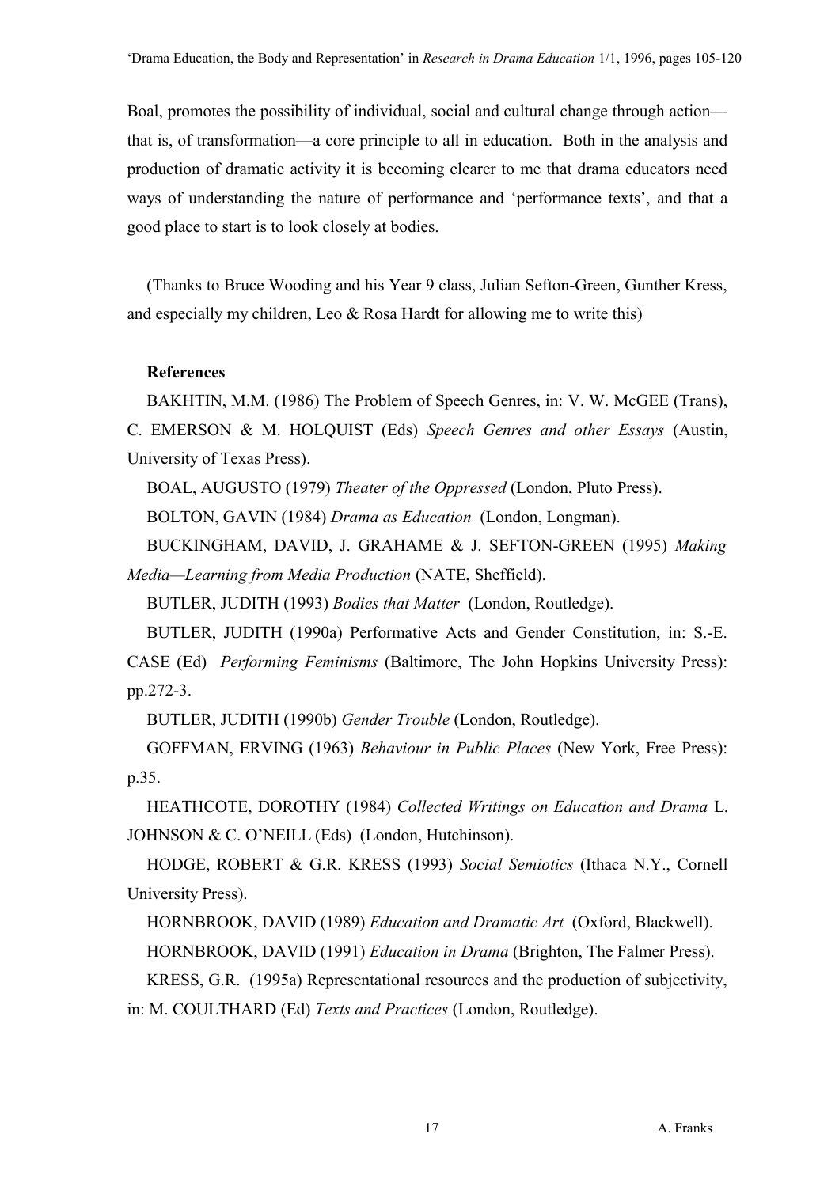Boal, promotes the possibility of individual, social and cultural change through action—that is, of transformation—a core principle to all in education. Both in the analysis and production of dramatic activity it is becoming clearer to me that drama educators need ways of understanding the nature of performance and 'performance texts', and that a good place to start is to look closely at bodies.

(Thanks to Bruce Wooding and his Year 9 class, Julian Sefton-Green, Gunther Kress, and especially my children, Leo & Rosa Hardt for allowing me to write this)

**References**

BAKHTIN, M.M. (1986) The Problem of Speech Genres, in: V. W. McGEE (Trans), C. EMERSON & M. HOLQUIST (Eds) *Speech Genres and other Essays* (Austin, University of Texas Press).

BOAL, AUGUSTO (1979) *Theater of the Oppressed* (London, Pluto Press).

BOLTON, GAVIN (1984) *Drama as Education* (London, Longman).

BUCKINGHAM, DAVID, J. GRAHAME & J. SEFTON-GREEN (1995) *Making Media—Learning from Media Production* (NATE, Sheffield).

BUTLER, JUDITH (1993) *Bodies that Matter* (London, Routledge).

BUTLER, JUDITH (1990a) Performative Acts and Gender Constitution, in: S.-E. CASE (Ed) *Performing Feminisms* (Baltimore, The John Hopkins University Press): pp.272-3.

BUTLER, JUDITH (1990b) *Gender Trouble* (London, Routledge).

GOFFMAN, ERVING (1963) *Behaviour in Public Places* (New York, Free Press): p.35.

HEATHCOTE, DOROTHY (1984) *Collected Writings on Education and Drama* L. JOHNSON & C. O'NEILL (Eds) (London, Hutchinson).

HODGE, ROBERT & G.R. KRESS (1993) *Social Semiotics* (Ithaca N.Y., Cornell University Press).

HORNBROOK, DAVID (1989) *Education and Dramatic Art* (Oxford, Blackwell).

HORNBROOK, DAVID (1991) *Education in Drama* (Brighton, The Falmer Press).

KRESS, G.R. (1995a) Representational resources and the production of subjectivity, in: M. COULTHARD (Ed) *Texts and Practices* (London, Routledge).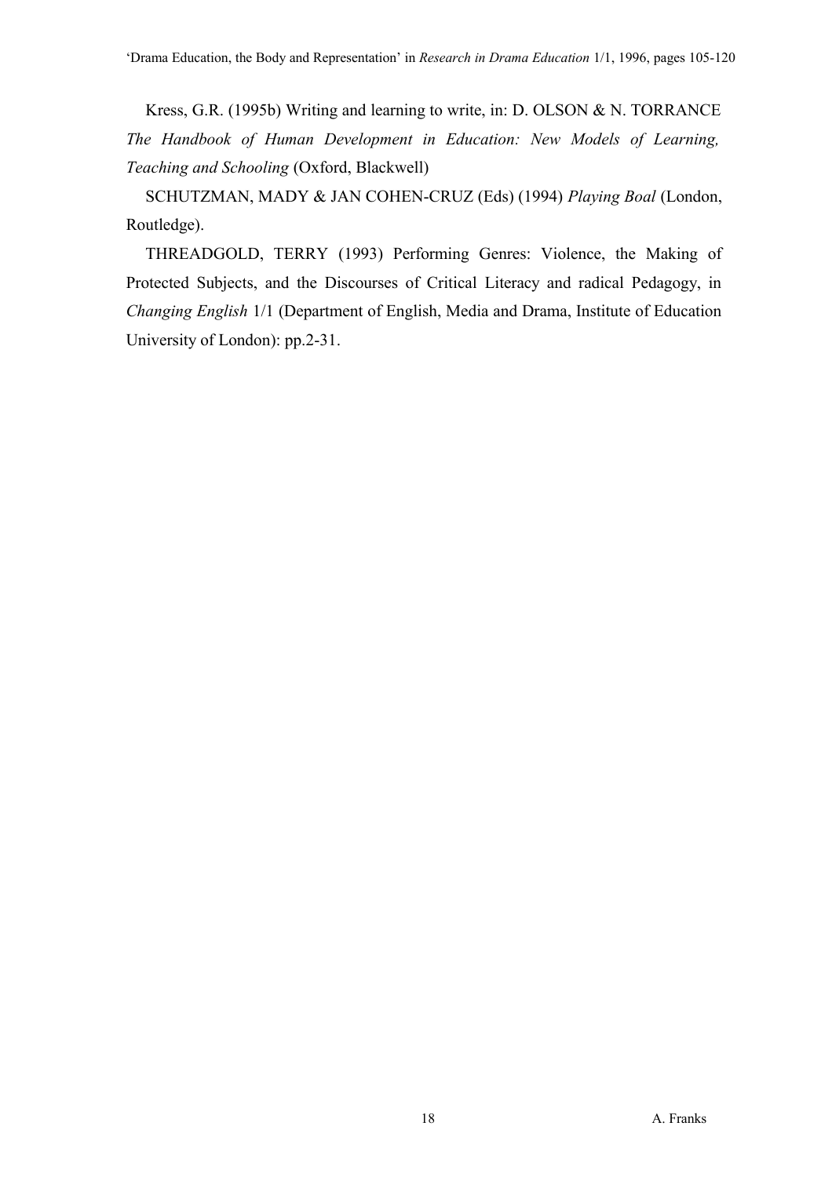Kress, G.R. (1995b) Writing and learning to write, in: D. OLSON & N. TORRANCE *The Handbook of Human Development in Education: New Models of Learning, Teaching and Schooling* (Oxford, Blackwell)

SCHUTZMAN, MADY & JAN COHEN-CRUZ (Eds) (1994) *Playing Boal* (London, Routledge).

THREADGOLD, TERRY (1993) Performing Genres: Violence, the Making of Protected Subjects, and the Discourses of Critical Literacy and radical Pedagogy, in *Changing English* 1/1 (Department of English, Media and Drama, Institute of Education University of London): pp.2-31.